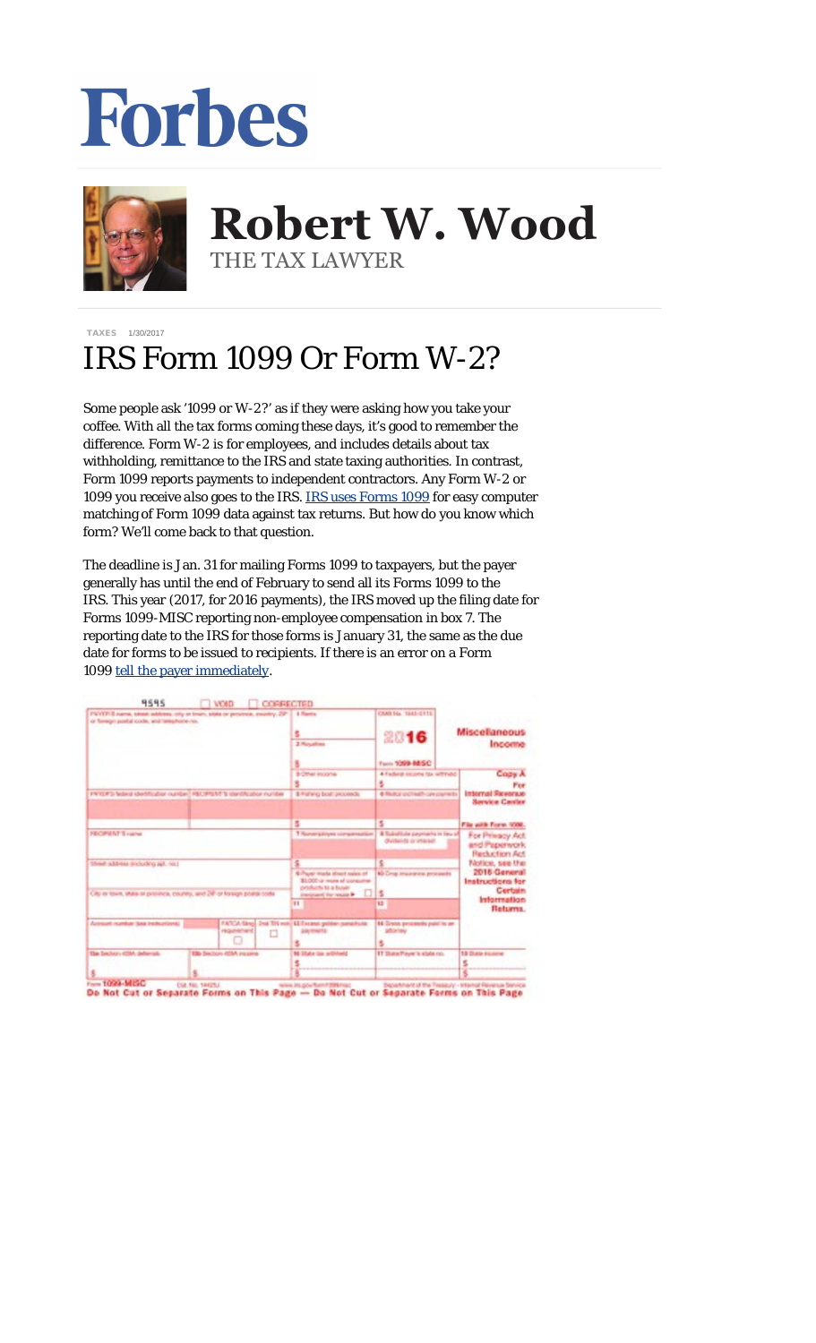Forbes

# Robert W. Wood

THE TAX LAWYER

TAXES 1/30/2017

# IRS Form 1099 Or Form W-2?

Some people ask '1099 or W-2?' as if they were asking how you take your coffee. With all the tax forms coming these days, it's good to remember the difference. Form W-2 is for employees, and includes details about tax withholding, remittance to the IRS and state taxing authorities. In contrast, Form 1099 reports payments to independent contractors. Any Form W-2 or 1099 you receive *also* goes to the IRS. IRS uses Forms 1099 for easy computer matching of Form 1099 data against tax returns. But how do you know which form? We'll come back to that question.

The deadline is Jan. 31 for mailing Forms 1099 to taxpayers, but the payer generally has until the end of February to send all its Forms 1099 to the IRS. This year (2017, for 2016 payments), the IRS moved up the filing date for Forms 1099-MISC reporting non-employee compensation in box 7. The reporting date to the IRS for those forms is January 31, the same as the due date for forms to be issued to recipients. If there is an error on a Form 1099 tell the payer immediately.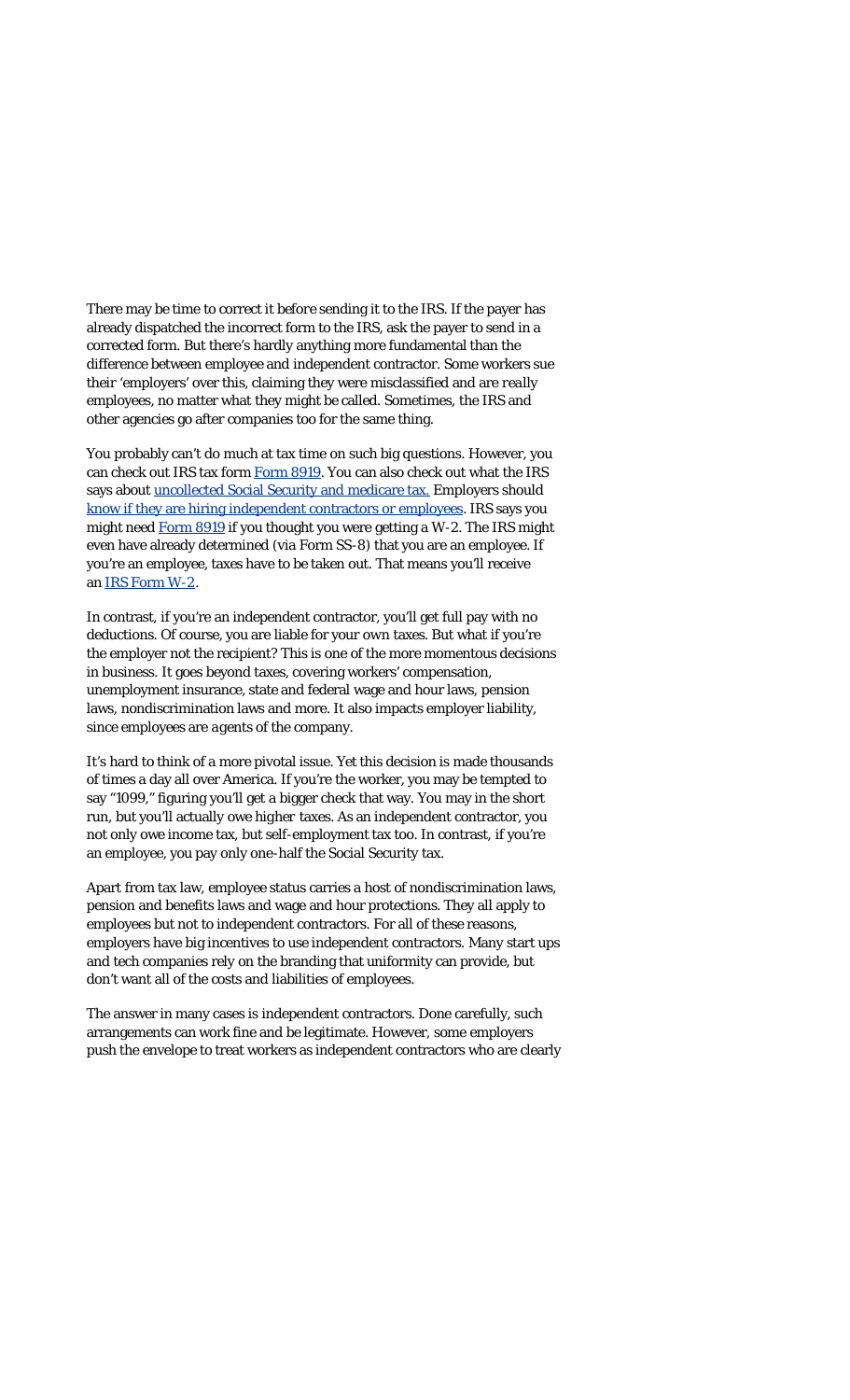There may be time to correct it *before* sending it to the IRS. If the payer has already dispatched the incorrect form to the IRS, ask the payer to send in a corrected form. But there's hardly anything more fundamental than the difference between employee and independent contractor. Some workers sue their 'employers' over this, claiming they were misclassified and are *really* employees, no matter what they might be called. Sometimes, the IRS and other agencies go after companies too for the same thing.

You probably can't do much at tax time on such big questions. However, you can check out IRS tax form [Form 8919](). You can also check out what the IRS says about [uncollected Social Security and medicare tax.]() Employers should [know if they are hiring independent contractors or employees](). IRS says you might need [Form 8919]() if you thought you were getting a W-2. The IRS might even have already determined (via Form SS-8) that you are an employee. If you're an employee, taxes have to be taken out. That means you'll receive an [IRS Form W-2]().

In contrast, if you're an independent contractor, you'll get full pay with no deductions. Of course, you are liable for your own taxes. But what if you're the employer not the recipient? This is one of the more momentous decisions in business. It goes beyond taxes, covering workers' compensation, unemployment insurance, state and federal wage and hour laws, pension laws, nondiscrimination laws and more. It also impacts employer liability, since employees are *agents* of the company.

It's hard to think of a more pivotal issue. Yet this decision is made thousands of times a day all over America. If you're the worker, you may be tempted to say "1099," figuring you'll get a bigger check that way. You may in the short run, but you'll actually owe *higher* taxes. As an independent contractor, you not only owe income tax, but self-employment tax too. In contrast, if you're an employee, you pay only one-half the Social Security tax.

Apart from tax law, employee status carries a host of nondiscrimination laws, pension and benefits laws and wage and hour protections. They all apply to employees but not to independent contractors. For all of these reasons, employers have big incentives to use independent contractors. Many start ups and tech companies rely on the branding that uniformity can provide, but don't want all of the costs and liabilities of employees.

The answer in many cases is independent contractors. Done carefully, such arrangements can work fine and be legitimate. However, some employers push the envelope to treat workers as independent contractors who are clearly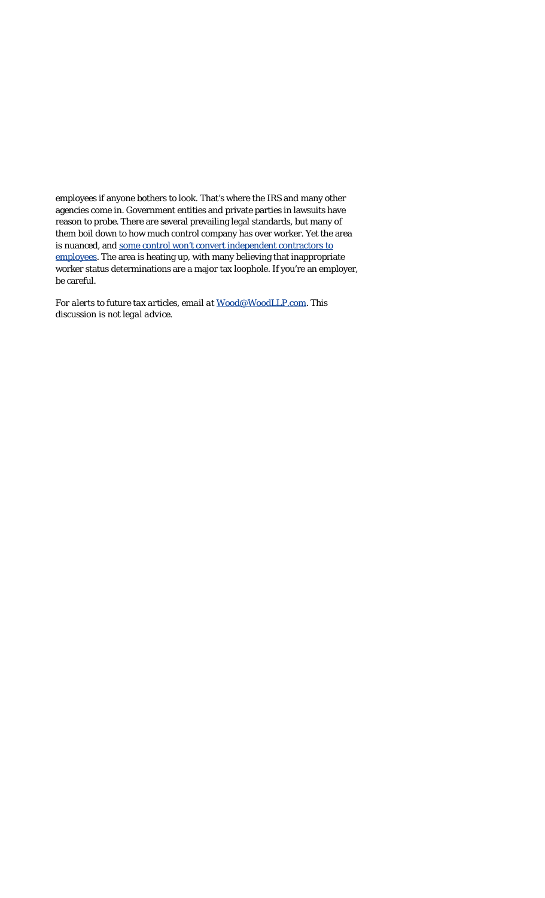employees if anyone bothers to look. That's where the IRS and many other agencies come in. Government entities and private parties in lawsuits have reason to probe. There are several prevailing legal standards, but many of them boil down to how much control company has over worker. Yet the area is nuanced, and some control won't convert independent contractors to employees. The area is heating up, with many believing that inappropriate worker status determinations are a major tax loophole. If you're an employer, be careful.

*For alerts to future tax articles, email at* Wood@WoodLLP.com. *This discussion is not legal advice.*